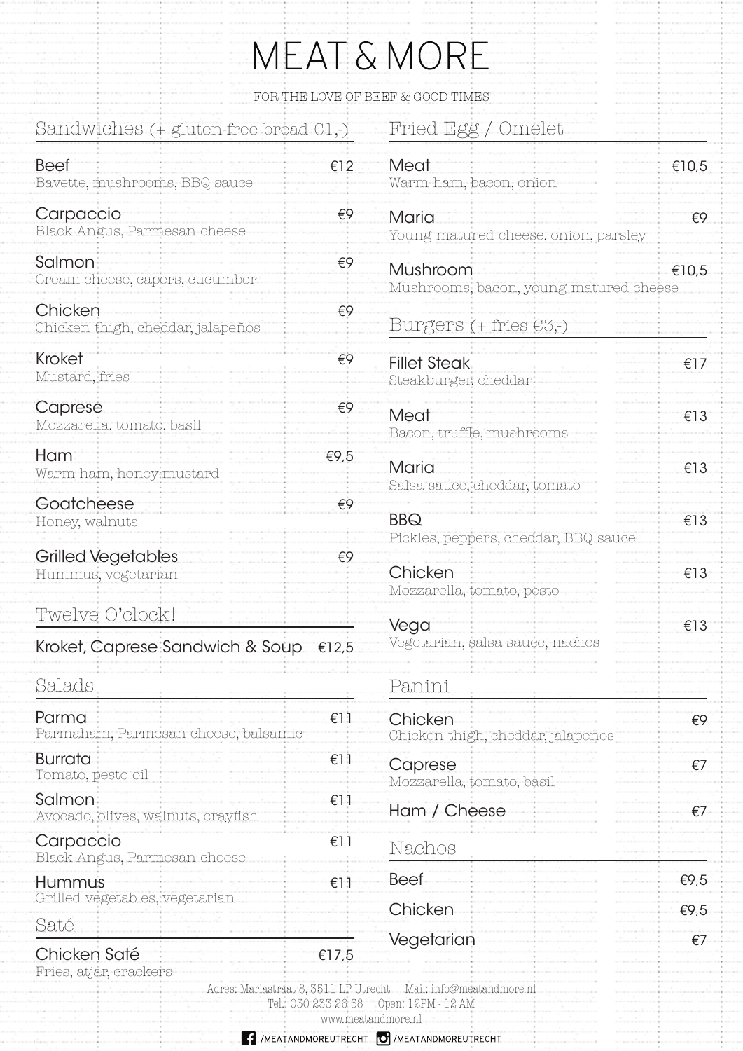# MEAT & MORE

FOR THE LOVE OF BEEF & GOOD TIMES

## Sandwiches (+ gluten-free bread €1,-)

**Beef** — €12
Bavette, mushrooms, BBQ sauce

**Carpaccio** — €9
Black Angus, Parmesan cheese

**Salmon** — €9
Cream cheese, capers, cucumber

**Chicken** — €9
Chicken thigh, cheddar, jalapeños

**Kroket** — €9
Mustard, fries

**Caprese** — €9
Mozzarella, tomato, basil

**Ham** — €9,5
Warm ham, honey-mustard

**Goatcheese** — €9
Honey, walnuts

**Grilled Vegetables** — €9
Hummus, vegetarian

## Twelve O'clock!

**Kroket, Caprese Sandwich & Soup** — €12,5

## Salads

**Parma** — €11
Parmaham, Parmesan cheese, balsamic

**Burrata** — €11
Tomato, pesto oil

**Salmon** — €11
Avocado, olives, walnuts, crayfish

**Carpaccio** — €11
Black Angus, Parmesan cheese

**Hummus** — €11
Grilled vegetables, vegetarian

## Saté

**Chicken Saté** — €17,5
Fries, atjar, crackers

## Fried Egg / Omelet

**Meat** — €10,5
Warm ham, bacon, onion

**Maria** — €9
Young matured cheese, onion, parsley

**Mushroom** — €10,5
Mushrooms, bacon, young matured cheese

## Burgers (+ fries €3,-)

**Fillet Steak** — €17
Steakburger, cheddar

**Meat** — €13
Bacon, truffle, mushrooms

**Maria** — €13
Salsa sauce, cheddar, tomato

**BBQ** — €13
Pickles, peppers, cheddar, BBQ sauce

**Chicken** — €13
Mozzarella, tomato, pesto

**Vega** — €13
Vegetarian, salsa sauce, nachos

## Panini

**Chicken** — €9
Chicken thigh, cheddar, jalapeños

**Caprese** — €7
Mozzarella, tomato, basil

**Ham / Cheese** — €7

## Nachos

**Beef** — €9,5

**Chicken** — €9,5

**Vegetarian** — €7

Adres: Mariastraat 8, 3511 LP Utrecht Mail: info@meatandmore.nl
Tel.: 030 233 26 58 Open: 12PM - 12 AM
www.meatandmore.nl

/MEATANDMOREUTRECHT /MEATANDMOREUTRECHT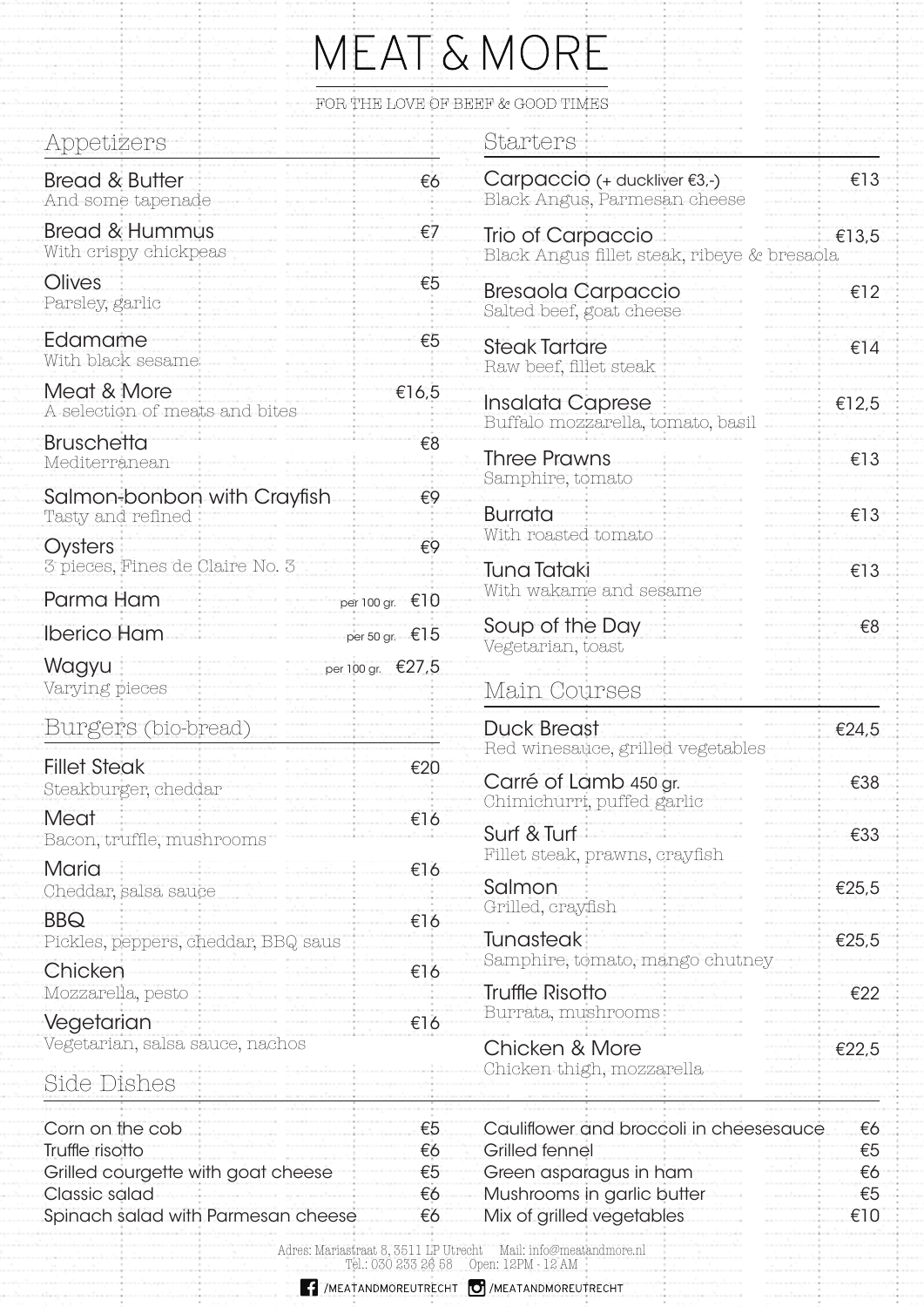# MEAT & MORE

FOR THE LOVE OF BEEF & GOOD TIMES

## Appetizers

**Bread & Butter** — €6
And some tapenade

**Bread & Hummus** — €7
With crispy chickpeas

**Olives** — €5
Parsley, garlic

**Edamame** — €5
With black sesame

**Meat & More** — €16,5
A selection of meats and bites

**Bruschetta** — €8
Mediterranean

**Salmon-bonbon with Crayfish** — €9
Tasty and refined

**Oysters** — €9
3 pieces, Fines de Claire No. 3

**Parma Ham** — per 100 gr. €10

**Iberico Ham** — per 50 gr. €15

**Wagyu** — per 100 gr. €27,5
Varying pieces

## Burgers (bio-bread)

**Fillet Steak** — €20
Steakburger, cheddar

**Meat** — €16
Bacon, truffle, mushrooms

**Maria** — €16
Cheddar, salsa sauce

**BBQ** — €16
Pickles, peppers, cheddar, BBQ saus

**Chicken** — €16
Mozzarella, pesto

**Vegetarian** — €16
Vegetarian, salsa sauce, nachos

## Starters

**Carpaccio** (+ duckliver €3,-) — €13
Black Angus, Parmesan cheese

**Trio of Carpaccio** — €13,5
Black Angus fillet steak, ribeye & bresaola

**Bresaola Carpaccio** — €12
Salted beef, goat cheese

**Steak Tartare** — €14
Raw beef, fillet steak

**Insalata Caprese** — €12,5
Buffalo mozzarella, tomato, basil

**Three Prawns** — €13
Samphire, tomato

**Burrata** — €13
With roasted tomato

**Tuna Tataki** — €13
With wakame and sesame

**Soup of the Day** — €8
Vegetarian, toast

## Main Courses

**Duck Breast** — €24,5
Red winesauce, grilled vegetables

**Carré of Lamb** 450 gr. — €38
Chimichurri, puffed garlic

**Surf & Turf** — €33
Fillet steak, prawns, crayfish

**Salmon** — €25,5
Grilled, crayfish

**Tunasteak** — €25,5
Samphire, tomato, mango chutney

**Truffle Risotto** — €22
Burrata, mushrooms

**Chicken & More** — €22,5
Chicken thigh, mozzarella

## Side Dishes

| Dish | Price |
|---|---|
| Corn on the cob | €5 |
| Truffle risotto | €6 |
| Grilled courgette with goat cheese | €5 |
| Classic salad | €6 |
| Spinach salad with Parmesan cheese | €6 |
| Cauliflower and broccoli in cheesesauce | €6 |
| Grilled fennel | €5 |
| Green asparagus in ham | €6 |
| Mushrooms in garlic butter | €5 |
| Mix of grilled vegetables | €10 |

Adres: Mariastraat 8, 3511 LP Utrecht Mail: info@meatandmore.nl
Tel.: 030 233 26 58 Open: 12PM - 12 AM

/MEATANDMOREUTRECHT /MEATANDMOREUTRECHT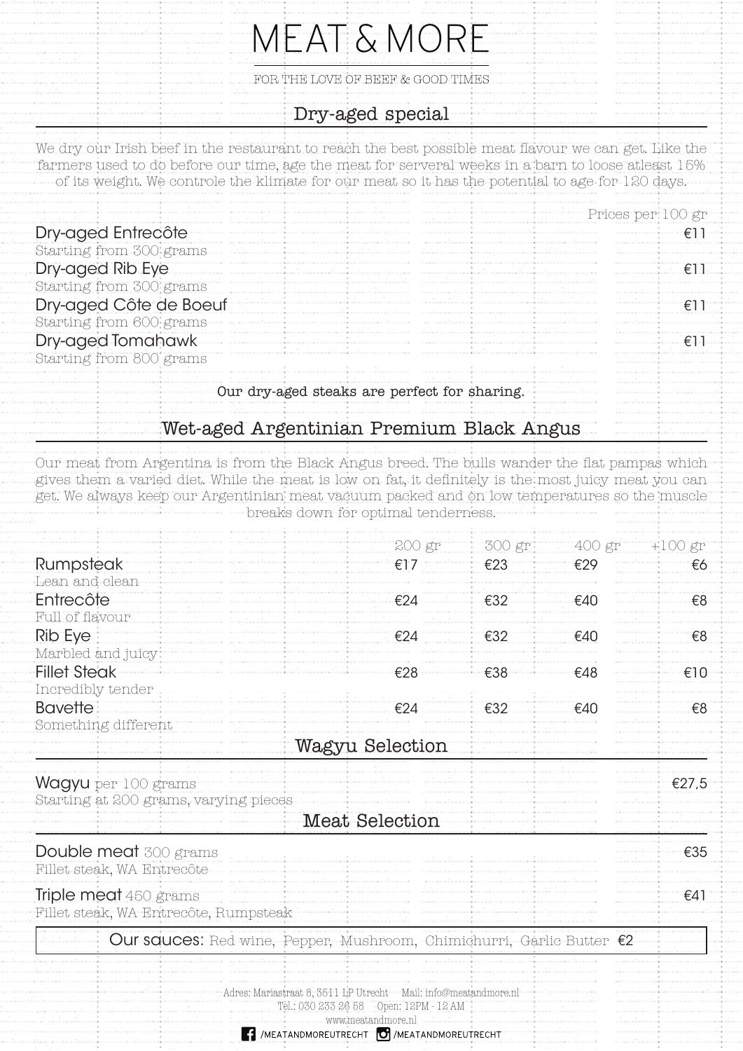# MEAT & MORE

FOR THE LOVE OF BEEF & GOOD TIMES

## Dry-aged special

We dry our Irish beef in the restaurant to reach the best possible meat flavour we can get. Like the farmers used to do before our time, age the meat for serveral weeks in a barn to loose atleast 15% of its weight. We controle the klimate for our meat so it has the potential to age for 120 days.

| | Prices per 100 gr |
|---|---|
| **Dry-aged Entrecôte**<br>Starting from 300 grams | €11 |
| **Dry-aged Rib Eye**<br>Starting from 300 grams | €11 |
| **Dry-aged Côte de Boeuf**<br>Starting from 600 grams | €11 |
| **Dry-aged Tomahawk**<br>Starting from 800 grams | €11 |

Our dry-aged steaks are perfect for sharing.

## Wet-aged Argentinian Premium Black Angus

Our meat from Argentina is from the Black Angus breed. The bulls wander the flat pampas which gives them a varied diet. While the meat is low on fat, it definitely is the most juicy meat you can get. We always keep our Argentinian meat vacuum packed and on low temperatures so the muscle breaks down for optimal tenderness.

| | 200 gr | 300 gr | 400 gr | +100 gr |
|---|---|---|---|---|
| **Rumpsteak**<br>Lean and clean | €17 | €23 | €29 | €6 |
| **Entrecôte**<br>Full of flavour | €24 | €32 | €40 | €8 |
| **Rib Eye**<br>Marbled and juicy | €24 | €32 | €40 | €8 |
| **Fillet Steak**<br>Incredibly tender | €28 | €38 | €48 | €10 |
| **Bavette**<br>Something different | €24 | €32 | €40 | €8 |

## Wagyu Selection

**Wagyu** per 100 grams — €27,5
Starting at 200 grams, varying pieces

## Meat Selection

**Double meat** 300 grams — €35
Fillet steak, WA Entrecôte

**Triple meat** 450 grams — €41
Fillet steak, WA Entrecôte, Rumpsteak

**Our sauces:** Red wine, Pepper, Mushroom, Chimichurri, Garlic Butter €2

Adres: Mariastraat 8, 3511 LP Utrecht Mail: info@meatandmore.nl
Tel.: 030 233 26 58 Open: 12PM - 12 AM
www.meatandmore.nl
/MEATANDMOREUTRECHT /MEATANDMOREUTRECHT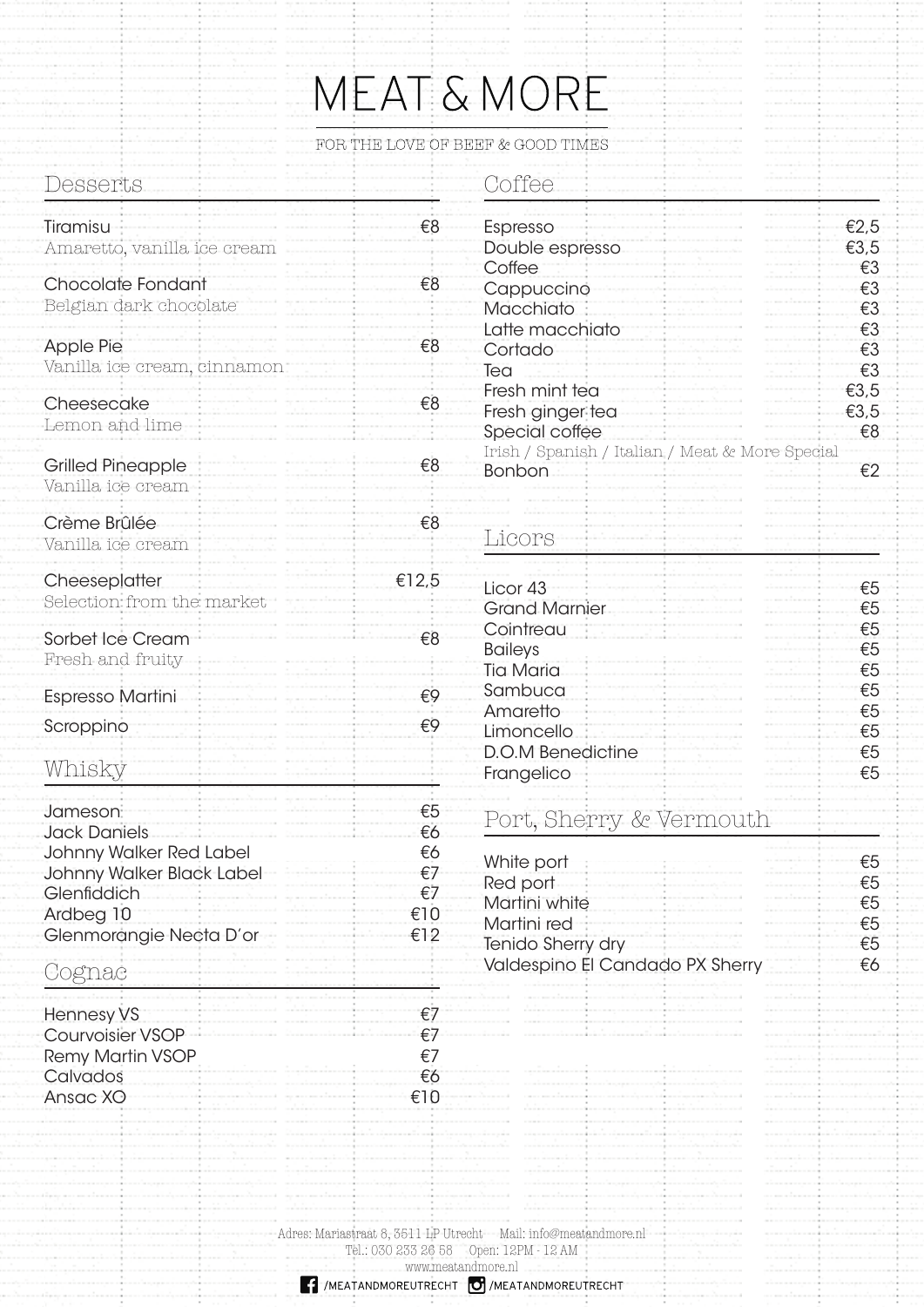# MEAT & MORE

FOR THE LOVE OF BEEF & GOOD TIMES

## Desserts

| Item | Price |
|---|---|
| Tiramisu<br>Amaretto, vanilla ice cream | €8 |
| Chocolate Fondant<br>Belgian dark chocolate | €8 |
| Apple Pie<br>Vanilla ice cream, cinnamon | €8 |
| Cheesecake<br>Lemon and lime | €8 |
| Grilled Pineapple<br>Vanilla ice cream | €8 |
| Crème Brûlée<br>Vanilla ice cream | €8 |
| Cheeseplatter<br>Selection from the market | €12,5 |
| Sorbet Ice Cream<br>Fresh and fruity | €8 |
| Espresso Martini | €9 |
| Scroppino | €9 |

## Whisky

| Item | Price |
|---|---|
| Jameson | €5 |
| Jack Daniels | €6 |
| Johnny Walker Red Label | €6 |
| Johnny Walker Black Label | €7 |
| Glenfiddich | €7 |
| Ardbeg 10 | €10 |
| Glenmorangie Necta D'or | €12 |

## Cognac

| Item | Price |
|---|---|
| Hennesy VS | €7 |
| Courvoisier VSOP | €7 |
| Remy Martin VSOP | €7 |
| Calvados | €6 |
| Ansac XO | €10 |

## Coffee

| Item | Price |
|---|---|
| Espresso | €2,5 |
| Double espresso | €3,5 |
| Coffee | €3 |
| Cappuccino | €3 |
| Macchiato | €3 |
| Latte macchiato | €3 |
| Cortado | €3 |
| Tea | €3 |
| Fresh mint tea | €3,5 |
| Fresh ginger tea | €3,5 |
| Special coffee<br>Irish / Spanish / Italian / Meat & More Special | €8 |
| Bonbon | €2 |

## Licors

| Item | Price |
|---|---|
| Licor 43 | €5 |
| Grand Marnier | €5 |
| Cointreau | €5 |
| Baileys | €5 |
| Tia Maria | €5 |
| Sambuca | €5 |
| Amaretto | €5 |
| Limoncello | €5 |
| D.O.M Benedictine | €5 |
| Frangelico | €5 |

## Port, Sherry & Vermouth

| Item | Price |
|---|---|
| White port | €5 |
| Red port | €5 |
| Martini white | €5 |
| Martini red | €5 |
| Tenido Sherry dry | €5 |
| Valdespino El Candado PX Sherry | €6 |

Adres: Mariastraat 8, 3511 LP Utrecht   Mail: info@meatandmore.nl
Tel.: 030 233 26 58   Open: 12PM - 12 AM
www.meatandmore.nl
/MEATANDMOREUTRECHT   /MEATANDMOREUTRECHT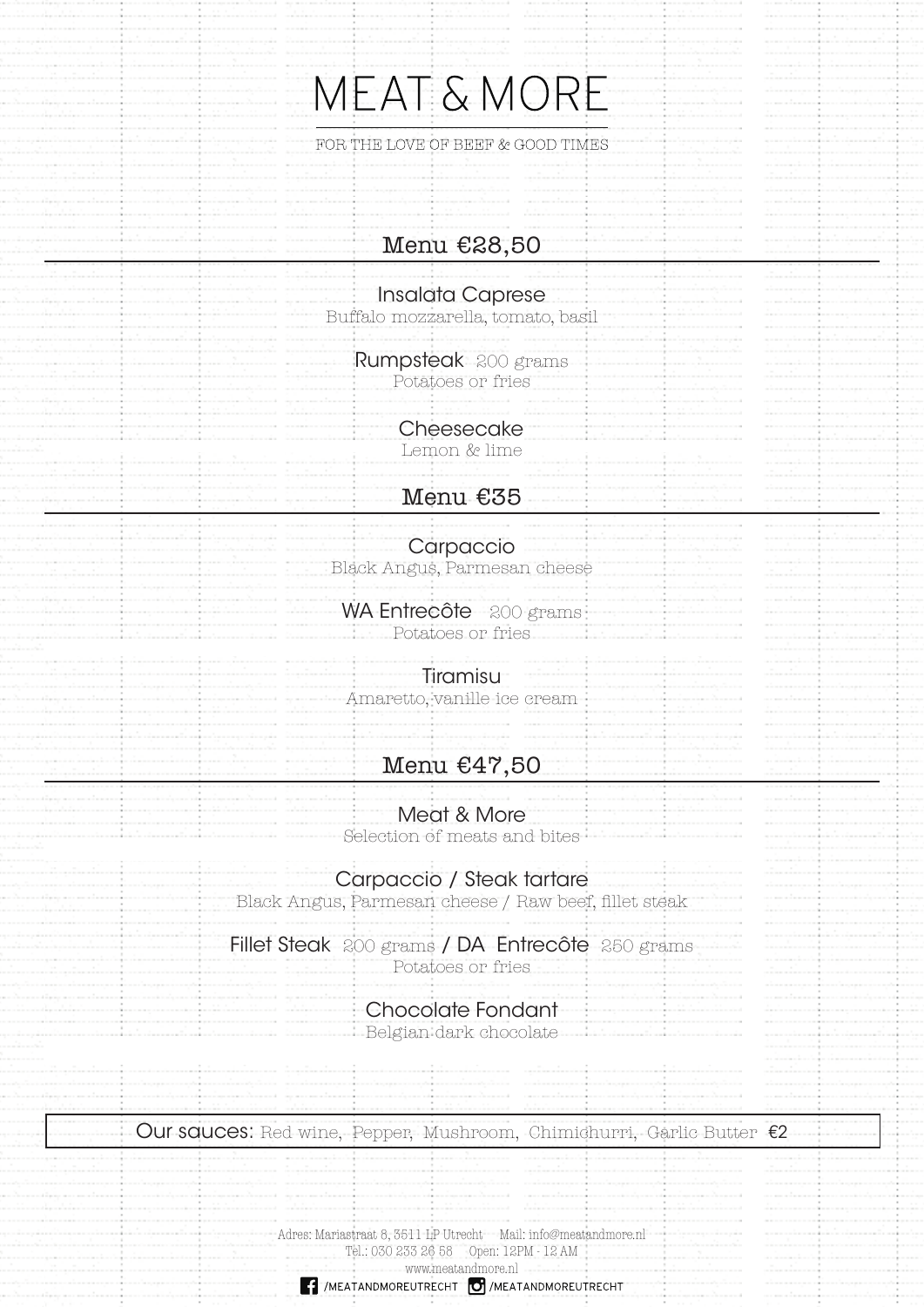# MEAT & MORE

FOR THE LOVE OF BEEF & GOOD TIMES

## Menu €28,50

Insalata Caprese
Buffalo mozzarella, tomato, basil

Rumpsteak 200 grams
Potatoes or fries

Cheesecake
Lemon & lime

## Menu €35

Carpaccio
Black Angus, Parmesan cheese

WA Entrecôte 200 grams
Potatoes or fries

Tiramisu
Amaretto, vanille ice cream

## Menu €47,50

Meat & More
Selection of meats and bites

Carpaccio / Steak tartare
Black Angus, Parmesan cheese / Raw beef, fillet steak

Fillet Steak 200 grams / DA Entrecôte 250 grams
Potatoes or fries

Chocolate Fondant
Belgian dark chocolate

Our sauces: Red wine, Pepper, Mushroom, Chimichurri, Garlic Butter €2

Adres: Mariastraat 8, 3511 LP Utrecht Mail: info@meatandmore.nl
Tel.: 030 233 26 58 Open: 12PM - 12 AM
www.meatandmore.nl
/MEATANDMOREUTRECHT /MEATANDMOREUTRECHT